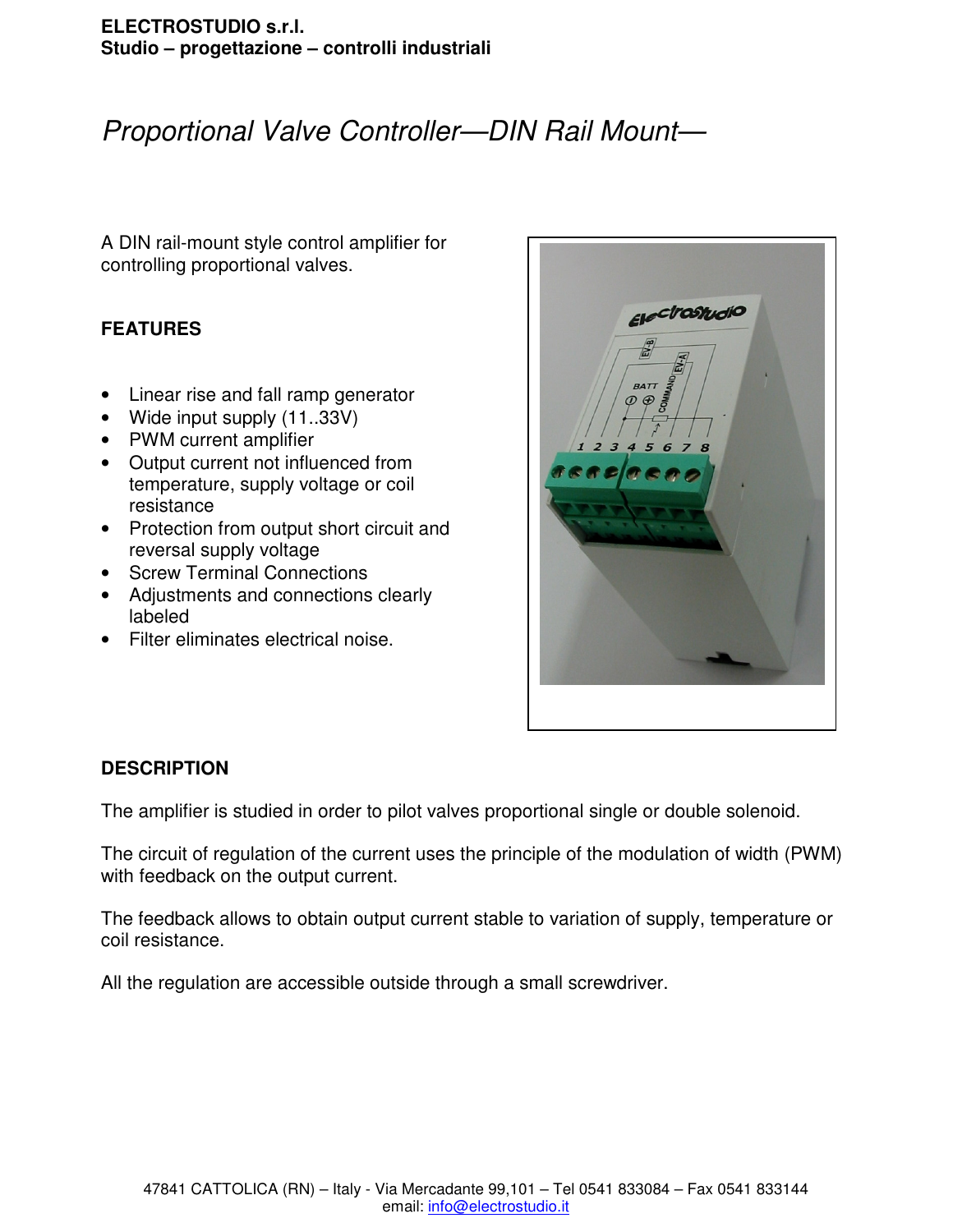**ELECTROSTUDIO s.r.l.**
**Studio – progettazione – controlli industriali**

# *Proportional Valve Controller—DIN Rail Mount—*

A DIN rail-mount style control amplifier for controlling proportional valves.

## FEATURES

- Linear rise and fall ramp generator
- Wide input supply (11..33V)
- PWM current amplifier
- Output current not influenced from temperature, supply voltage or coil resistance
- Protection from output short circuit and reversal supply voltage
- Screw Terminal Connections
- Adjustments and connections clearly labeled
- Filter eliminates electrical noise.

## DESCRIPTION

The amplifier is studied in order to pilot valves proportional single or double solenoid.

The circuit of regulation of the current uses the principle of the modulation of width (PWM) with feedback on the output current.

The feedback allows to obtain output current stable to variation of supply, temperature or coil resistance.

All the regulation are accessible outside through a small screwdriver.

47841 CATTOLICA (RN) – Italy - Via Mercadante 99,101 – Tel 0541 833084 – Fax 0541 833144
email: info@electrostudio.it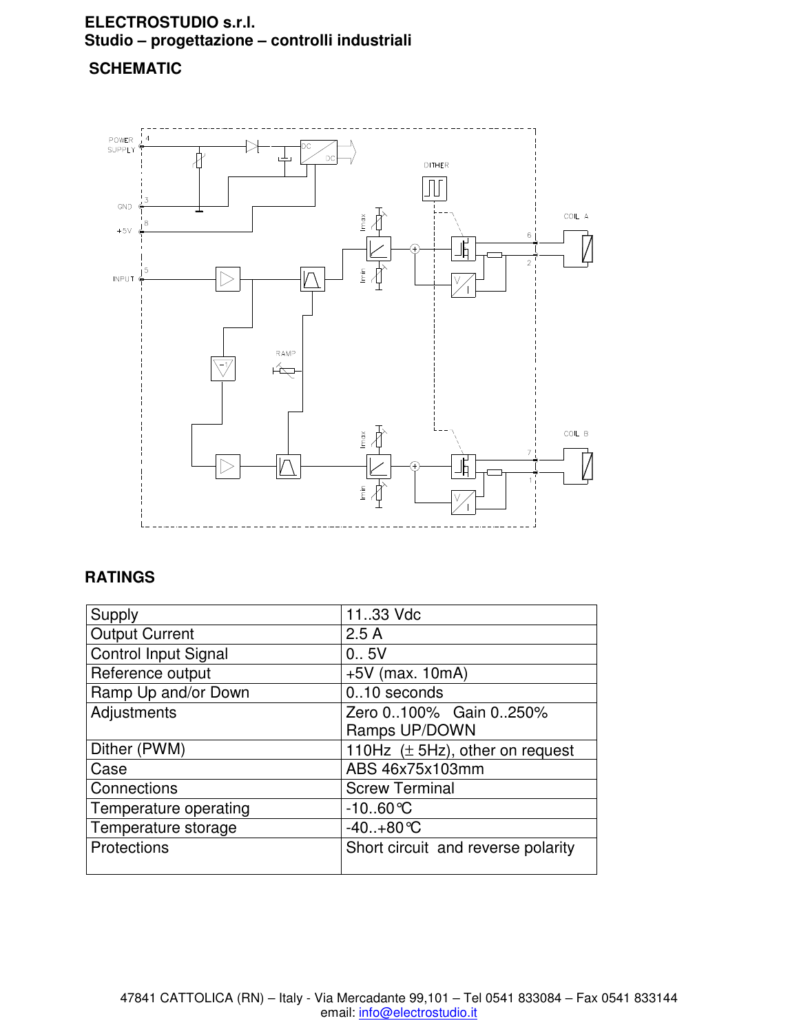**ELECTROSTUDIO s.r.l.**
**Studio – progettazione – controlli industriali**

## SCHEMATIC

POWER SUPPLY 4

GND 3

+5V 8

INPUT 5

DITHER

RAMP

Imax

Imin

COIL A 6 2

COIL B 7 1

## RATINGS

| Supply | 11..33 Vdc |
|---|---|
| Output Current | 2.5 A |
| Control Input Signal | 0.. 5V |
| Reference output | +5V (max. 10mA) |
| Ramp Up and/or Down | 0..10 seconds |
| Adjustments | Zero 0..100% Gain 0..250% Ramps UP/DOWN |
| Dither (PWM) | 110Hz (± 5Hz), other on request |
| Case | ABS 46x75x103mm |
| Connections | Screw Terminal |
| Temperature operating | -10..60℃ |
| Temperature storage | -40..+80℃ |
| Protections | Short circuit and reverse polarity |

47841 CATTOLICA (RN) – Italy - Via Mercadante 99,101 – Tel 0541 833084 – Fax 0541 833144
email: info@electrostudio.it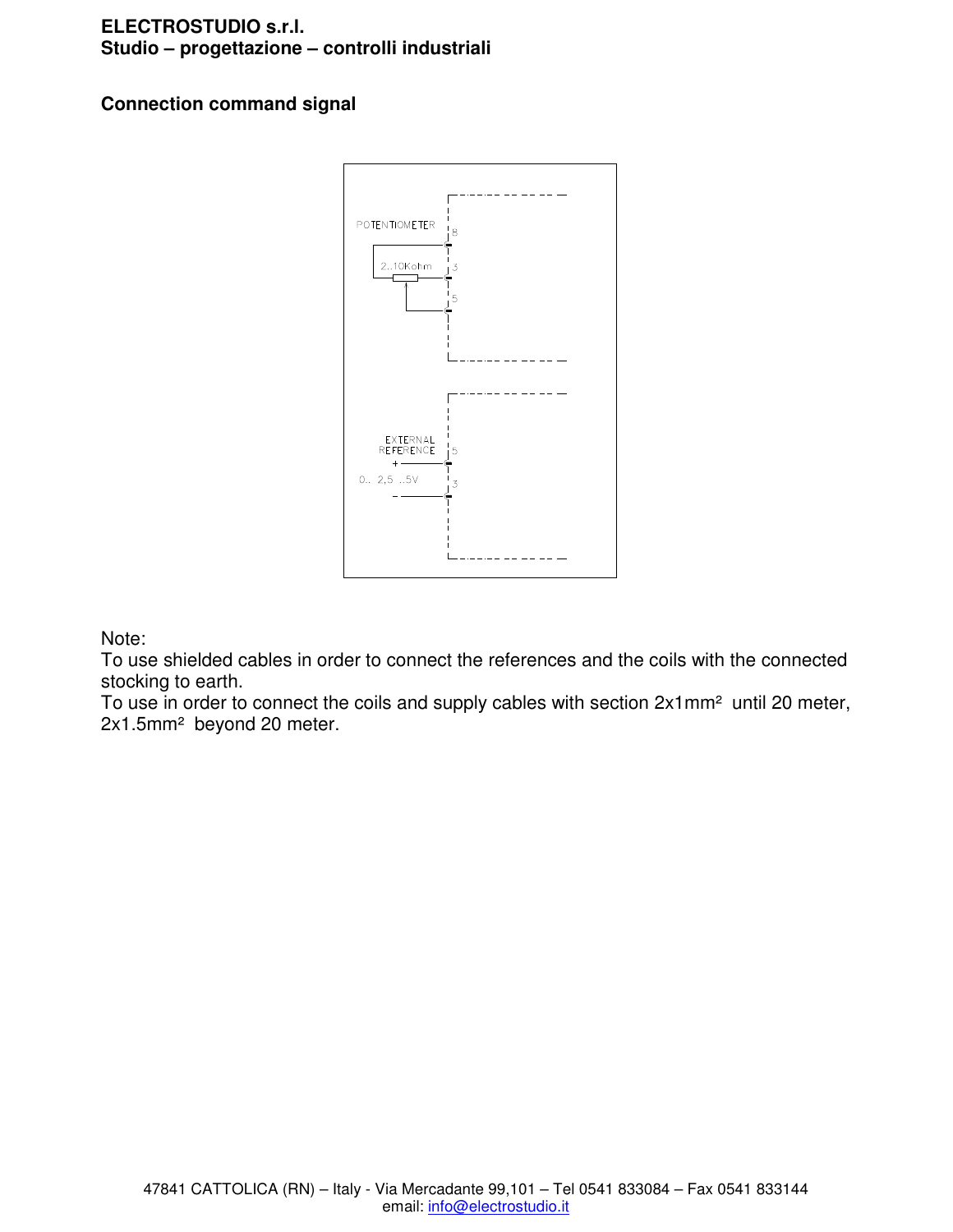ELECTROSTUDIO s.r.l.
Studio – progettazione – controlli industriali

## Connection command signal

POTENTIOMETER

2..10Kohm

8

3

5

EXTERNAL REFERENCE

+

0.. 2,5 ..5V

–

5

3

Note:
To use shielded cables in order to connect the references and the coils with the connected stocking to earth.
To use in order to connect the coils and supply cables with section 2x1mm² until 20 meter, 2x1.5mm² beyond 20 meter.

47841 CATTOLICA (RN) – Italy - Via Mercadante 99,101 – Tel 0541 833084 – Fax 0541 833144
email: info@electrostudio.it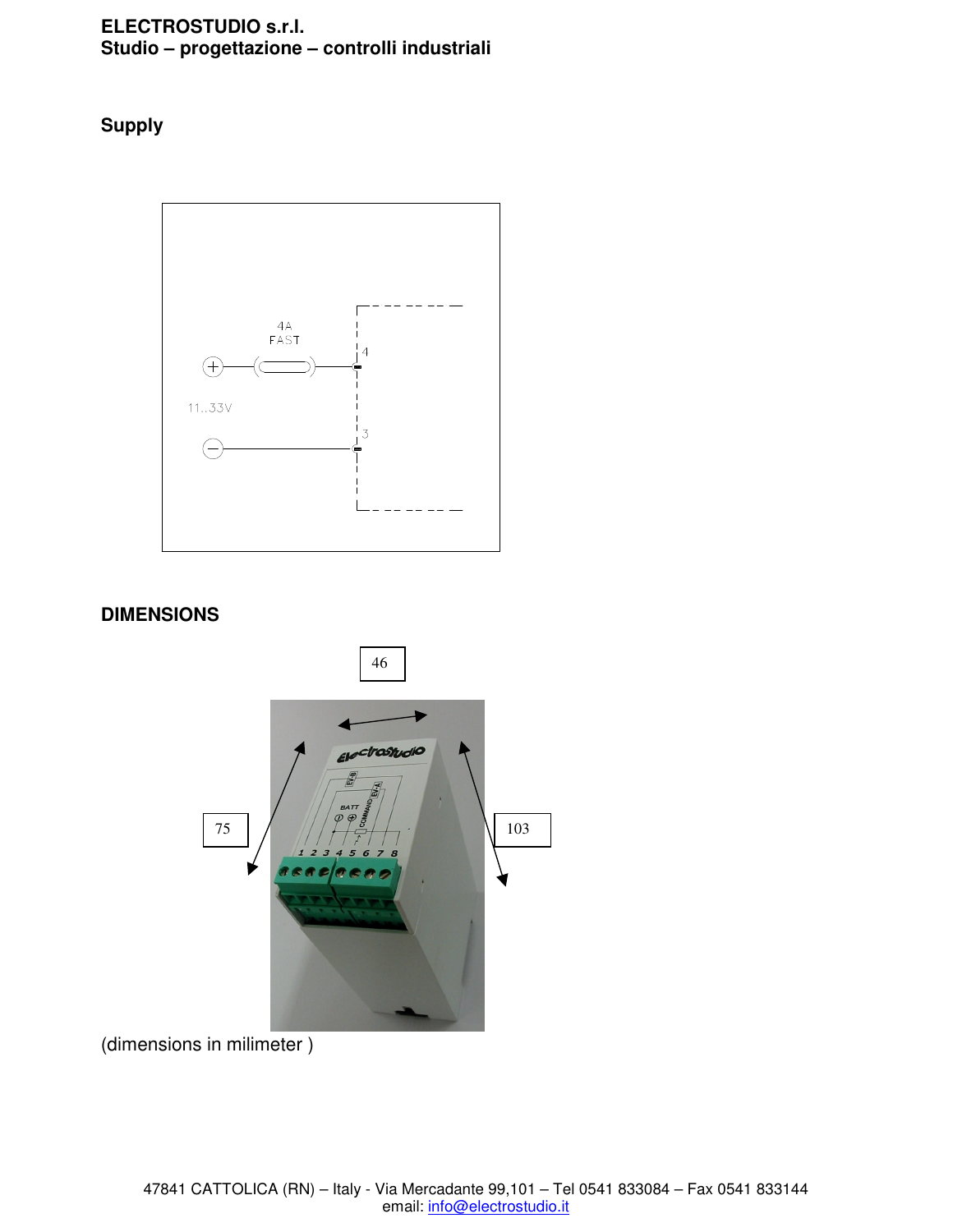## Supply

4A
FAST

11..33V

4

3

## DIMENSIONS

46

75

103

(dimensions in milimeter )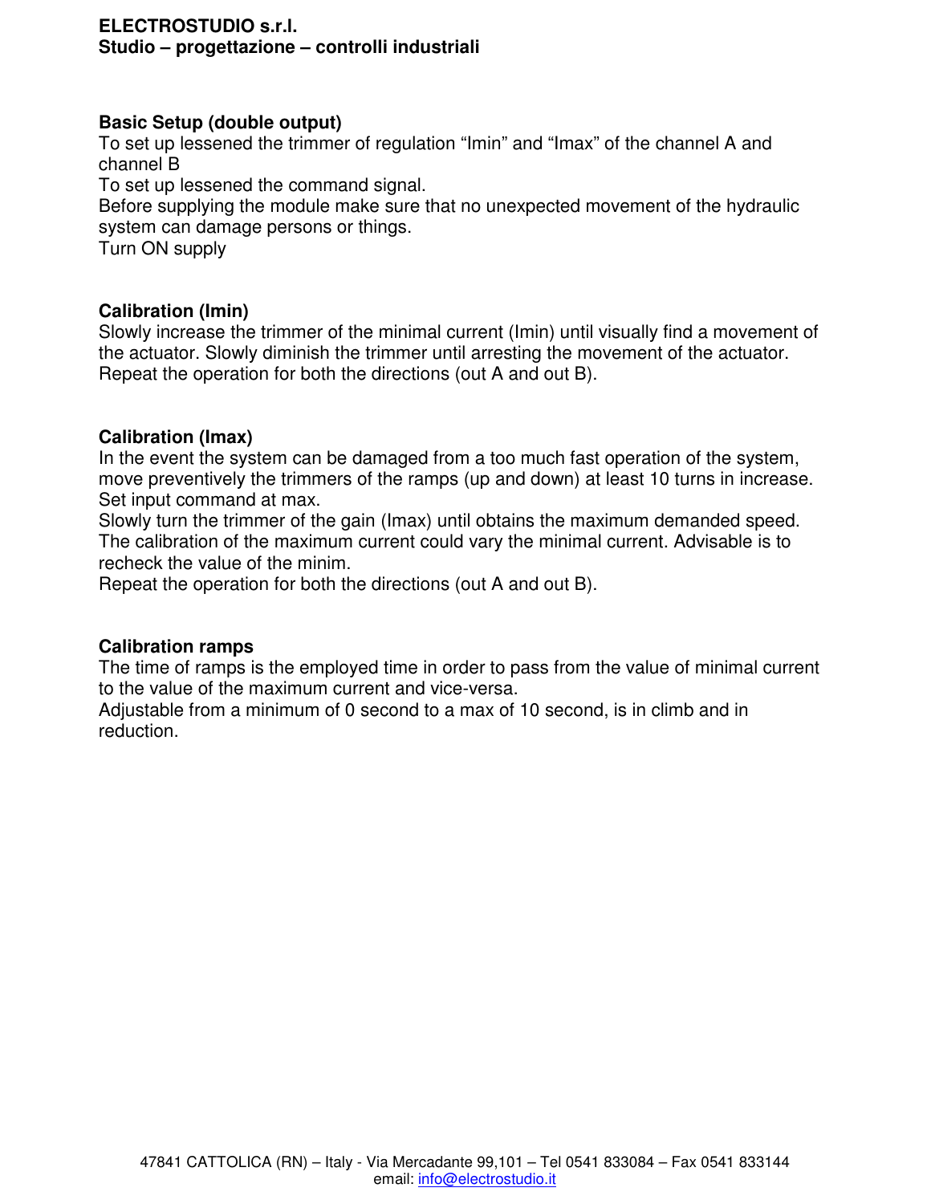## Basic Setup (double output)

To set up lessened the trimmer of regulation “Imin” and “Imax” of the channel A and channel B

To set up lessened the command signal.

Before supplying the module make sure that no unexpected movement of the hydraulic system can damage persons or things.

Turn ON supply

## Calibration (Imin)

Slowly increase the trimmer of the minimal current (Imin) until visually find a movement of the actuator. Slowly diminish the trimmer until arresting the movement of the actuator.

Repeat the operation for both the directions (out A and out B).

## Calibration (Imax)

In the event the system can be damaged from a too much fast operation of the system, move preventively the trimmers of the ramps (up and down) at least 10 turns in increase.

Set input command at max.

Slowly turn the trimmer of the gain (Imax) until obtains the maximum demanded speed.

The calibration of the maximum current could vary the minimal current. Advisable is to recheck the value of the minim.

Repeat the operation for both the directions (out A and out B).

## Calibration ramps

The time of ramps is the employed time in order to pass from the value of minimal current to the value of the maximum current and vice-versa.

Adjustable from a minimum of 0 second to a max of 10 second, is in climb and in reduction.